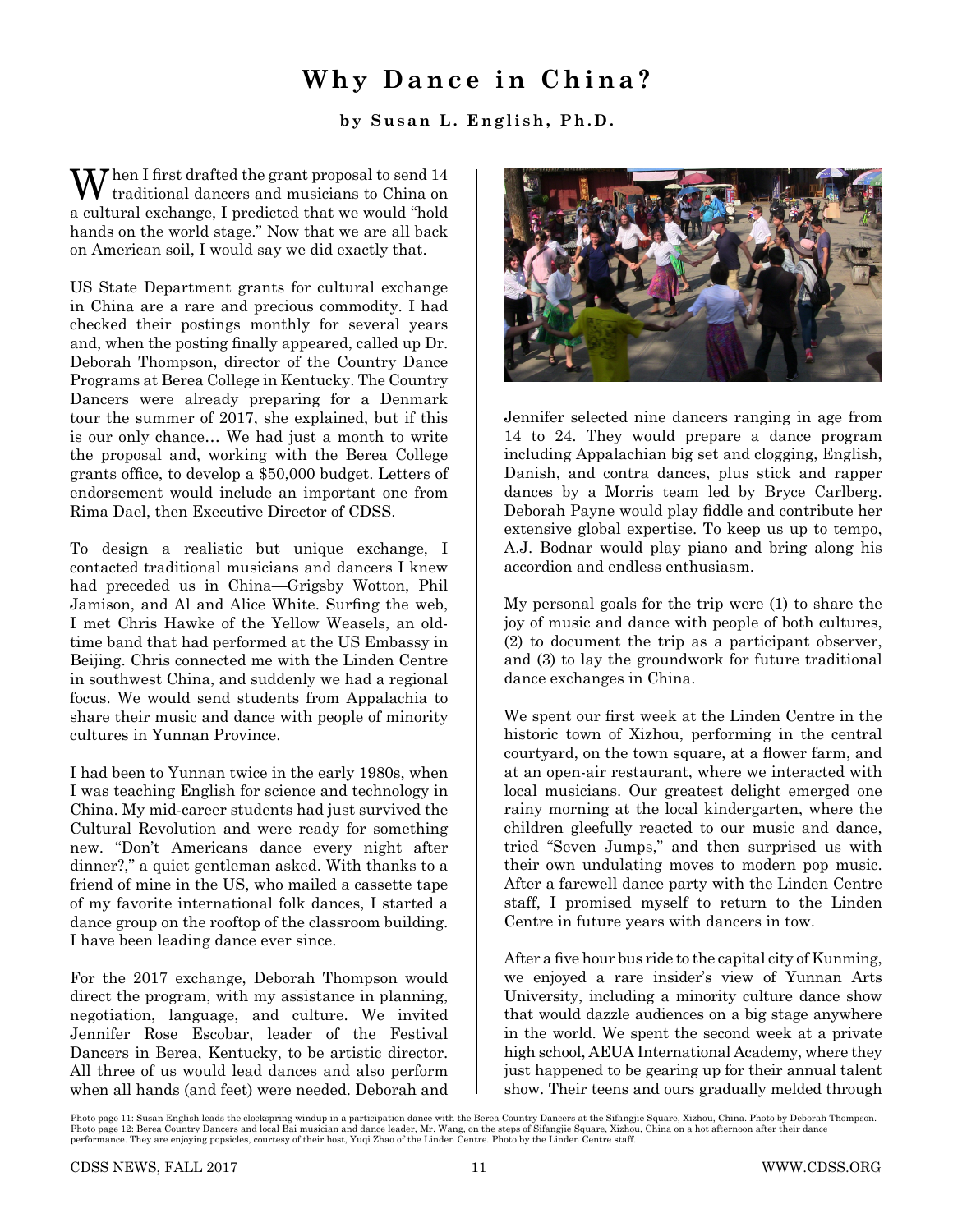# Why Dance in China?

**by Susan L. English, Ph.D.**

When I first drafted the grant proposal to send 14 traditional dancers and musicians to China on a cultural exchange, I predicted that we would "hold hands on the world stage." Now that we are all back on American soil, I would say we did exactly that.

US State Department grants for cultural exchange in China are a rare and precious commodity. I had checked their postings monthly for several years and, when the posting finally appeared, called up Dr. Deborah Thompson, director of the Country Dance Programs at Berea College in Kentucky. The Country Dancers were already preparing for a Denmark tour the summer of 2017, she explained, but if this is our only chance… We had just a month to write the proposal and, working with the Berea College grants office, to develop a $50,000 budget. Letters of endorsement would include an important one from Rima Dael, then Executive Director of CDSS.

To design a realistic but unique exchange, I contacted traditional musicians and dancers I knew had preceded us in China—Grigsby Wotton, Phil Jamison, and Al and Alice White. Surfing the web, I met Chris Hawke of the Yellow Weasels, an old-time band that had performed at the US Embassy in Beijing. Chris connected me with the Linden Centre in southwest China, and suddenly we had a regional focus. We would send students from Appalachia to share their music and dance with people of minority cultures in Yunnan Province.

I had been to Yunnan twice in the early 1980s, when I was teaching English for science and technology in China. My mid-career students had just survived the Cultural Revolution and were ready for something new. "Don't Americans dance every night after dinner?," a quiet gentleman asked. With thanks to a friend of mine in the US, who mailed a cassette tape of my favorite international folk dances, I started a dance group on the rooftop of the classroom building. I have been leading dance ever since.

For the 2017 exchange, Deborah Thompson would direct the program, with my assistance in planning, negotiation, language, and culture. We invited Jennifer Rose Escobar, leader of the Festival Dancers in Berea, Kentucky, to be artistic director. All three of us would lead dances and also perform when all hands (and feet) were needed. Deborah and Jennifer selected nine dancers ranging in age from 14 to 24. They would prepare a dance program including Appalachian big set and clogging, English, Danish, and contra dances, plus stick and rapper dances by a Morris team led by Bryce Carlberg. Deborah Payne would play fiddle and contribute her extensive global expertise. To keep us up to tempo, A.J. Bodnar would play piano and bring along his accordion and endless enthusiasm.

My personal goals for the trip were (1) to share the joy of music and dance with people of both cultures, (2) to document the trip as a participant observer, and (3) to lay the groundwork for future traditional dance exchanges in China.

We spent our first week at the Linden Centre in the historic town of Xizhou, performing in the central courtyard, on the town square, at a flower farm, and at an open-air restaurant, where we interacted with local musicians. Our greatest delight emerged one rainy morning at the local kindergarten, where the children gleefully reacted to our music and dance, tried "Seven Jumps," and then surprised us with their own undulating moves to modern pop music. After a farewell dance party with the Linden Centre staff, I promised myself to return to the Linden Centre in future years with dancers in tow.

After a five hour bus ride to the capital city of Kunming, we enjoyed a rare insider's view of Yunnan Arts University, including a minority culture dance show that would dazzle audiences on a big stage anywhere in the world. We spent the second week at a private high school, AEUA International Academy, where they just happened to be gearing up for their annual talent show. Their teens and ours gradually melded through

Photo page 11: Susan English leads the clockspring windup in a participation dance with the Berea Country Dancers at the Sifangjie Square, Xizhou, China. Photo by Deborah Thompson.
Photo page 12: Berea Country Dancers and local Bai musician and dance leader, Mr. Wang, on the steps of Sifangjie Square, Xizhou, China on a hot afternoon after their dance performance. They are enjoying popsicles, courtesy of their host, Yuqi Zhao of the Linden Centre. Photo by the Linden Centre staff.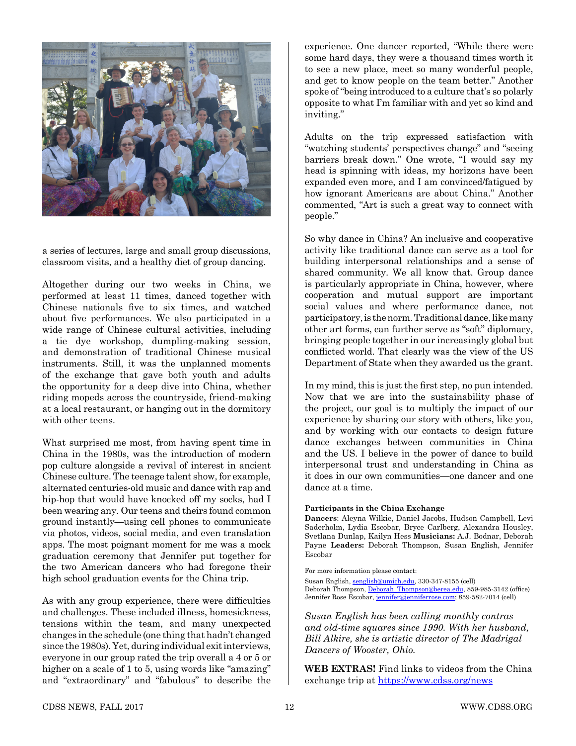a series of lectures, large and small group discussions, classroom visits, and a healthy diet of group dancing.

Altogether during our two weeks in China, we performed at least 11 times, danced together with Chinese nationals five to six times, and watched about five performances. We also participated in a wide range of Chinese cultural activities, including a tie dye workshop, dumpling-making session, and demonstration of traditional Chinese musical instruments. Still, it was the unplanned moments of the exchange that gave both youth and adults the opportunity for a deep dive into China, whether riding mopeds across the countryside, friend-making at a local restaurant, or hanging out in the dormitory with other teens.

What surprised me most, from having spent time in China in the 1980s, was the introduction of modern pop culture alongside a revival of interest in ancient Chinese culture. The teenage talent show, for example, alternated centuries-old music and dance with rap and hip-hop that would have knocked off my socks, had I been wearing any. Our teens and theirs found common ground instantly—using cell phones to communicate via photos, videos, social media, and even translation apps. The most poignant moment for me was a mock graduation ceremony that Jennifer put together for the two American dancers who had foregone their high school graduation events for the China trip.

As with any group experience, there were difficulties and challenges. These included illness, homesickness, tensions within the team, and many unexpected changes in the schedule (one thing that hadn't changed since the 1980s). Yet, during individual exit interviews, everyone in our group rated the trip overall a 4 or 5 or higher on a scale of 1 to 5, using words like "amazing" and "extraordinary" and "fabulous" to describe the experience. One dancer reported, "While there were some hard days, they were a thousand times worth it to see a new place, meet so many wonderful people, and get to know people on the team better." Another spoke of "being introduced to a culture that's so polarly opposite to what I'm familiar with and yet so kind and inviting."

Adults on the trip expressed satisfaction with "watching students' perspectives change" and "seeing barriers break down." One wrote, "I would say my head is spinning with ideas, my horizons have been expanded even more, and I am convinced/fatigued by how ignorant Americans are about China." Another commented, "Art is such a great way to connect with people."

So why dance in China? An inclusive and cooperative activity like traditional dance can serve as a tool for building interpersonal relationships and a sense of shared community. We all know that. Group dance is particularly appropriate in China, however, where cooperation and mutual support are important social values and where performance dance, not participatory, is the norm. Traditional dance, like many other art forms, can further serve as "soft" diplomacy, bringing people together in our increasingly global but conflicted world. That clearly was the view of the US Department of State when they awarded us the grant.

In my mind, this is just the first step, no pun intended. Now that we are into the sustainability phase of the project, our goal is to multiply the impact of our experience by sharing our story with others, like you, and by working with our contacts to design future dance exchanges between communities in China and the US. I believe in the power of dance to build interpersonal trust and understanding in China as it does in our own communities—one dancer and one dance at a time.

**Participants in the China Exchange**

**Dancers**: Aleyna Wilkie, Daniel Jacobs, Hudson Campbell, Levi Saderholm, Lydia Escobar, Bryce Carlberg, Alexandra Housley, Svetlana Dunlap, Kailyn Hess **Musicians:** A.J. Bodnar, Deborah Payne **Leaders:** Deborah Thompson, Susan English, Jennifer Escobar

For more information please contact:
Susan English, senglish@umich.edu, 330-347-8155 (cell)
Deborah Thompson, Deborah_Thompson@berea.edu, 859-985-3142 (office)
Jennifer Rose Escobar, jennifer@jenniferrose.com; 859-582-7014 (cell)

*Susan English has been calling monthly contras and old-time squares since 1990. With her husband, Bill Alkire, she is artistic director of The Madrigal Dancers of Wooster, Ohio.*

**WEB EXTRAS!** Find links to videos from the China exchange trip at https://www.cdss.org/news